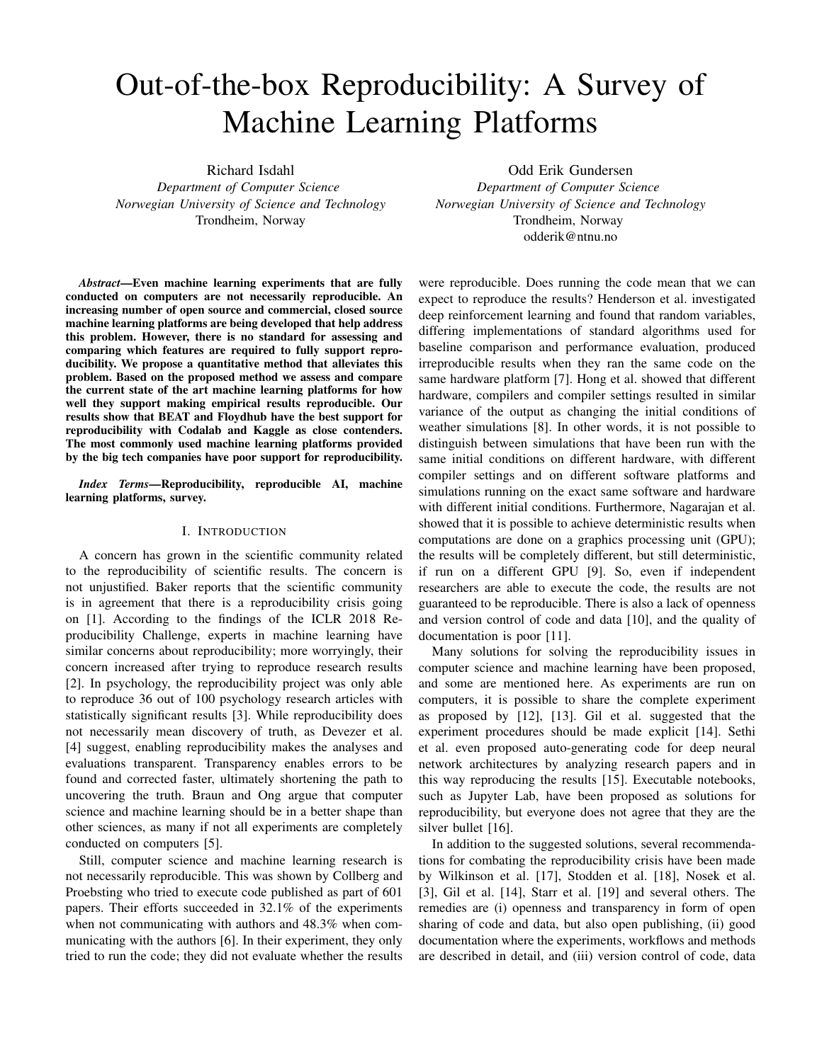# Out-of-the-box Reproducibility: A Survey of Machine Learning Platforms

Richard Isdahl
*Department of Computer Science*
*Norwegian University of Science and Technology*
Trondheim, Norway

Odd Erik Gundersen
*Department of Computer Science*
*Norwegian University of Science and Technology*
Trondheim, Norway
odderik@ntnu.no

***Abstract*—Even machine learning experiments that are fully conducted on computers are not necessarily reproducible. An increasing number of open source and commercial, closed source machine learning platforms are being developed that help address this problem. However, there is no standard for assessing and comparing which features are required to fully support reproducibility. We propose a quantitative method that alleviates this problem. Based on the proposed method we assess and compare the current state of the art machine learning platforms for how well they support making empirical results reproducible. Our results show that BEAT and Floydhub have the best support for reproducibility with Codalab and Kaggle as close contenders. The most commonly used machine learning platforms provided by the big tech companies have poor support for reproducibility.**

***Index Terms*—Reproducibility, reproducible AI, machine learning platforms, survey.**

## I. Introduction

A concern has grown in the scientific community related to the reproducibility of scientific results. The concern is not unjustified. Baker reports that the scientific community is in agreement that there is a reproducibility crisis going on [1]. According to the findings of the ICLR 2018 Reproducibility Challenge, experts in machine learning have similar concerns about reproducibility; more worryingly, their concern increased after trying to reproduce research results [2]. In psychology, the reproducibility project was only able to reproduce 36 out of 100 psychology research articles with statistically significant results [3]. While reproducibility does not necessarily mean discovery of truth, as Devezer et al. [4] suggest, enabling reproducibility makes the analyses and evaluations transparent. Transparency enables errors to be found and corrected faster, ultimately shortening the path to uncovering the truth. Braun and Ong argue that computer science and machine learning should be in a better shape than other sciences, as many if not all experiments are completely conducted on computers [5].

Still, computer science and machine learning research is not necessarily reproducible. This was shown by Collberg and Proebsting who tried to execute code published as part of 601 papers. Their efforts succeeded in 32.1% of the experiments when not communicating with authors and 48.3% when communicating with the authors [6]. In their experiment, they only tried to run the code; they did not evaluate whether the results were reproducible. Does running the code mean that we can expect to reproduce the results? Henderson et al. investigated deep reinforcement learning and found that random variables, differing implementations of standard algorithms used for baseline comparison and performance evaluation, produced irreproducible results when they ran the same code on the same hardware platform [7]. Hong et al. showed that different hardware, compilers and compiler settings resulted in similar variance of the output as changing the initial conditions of weather simulations [8]. In other words, it is not possible to distinguish between simulations that have been run with the same initial conditions on different hardware, with different compiler settings and on different software platforms and simulations running on the exact same software and hardware with different initial conditions. Furthermore, Nagarajan et al. showed that it is possible to achieve deterministic results when computations are done on a graphics processing unit (GPU); the results will be completely different, but still deterministic, if run on a different GPU [9]. So, even if independent researchers are able to execute the code, the results are not guaranteed to be reproducible. There is also a lack of openness and version control of code and data [10], and the quality of documentation is poor [11].

Many solutions for solving the reproducibility issues in computer science and machine learning have been proposed, and some are mentioned here. As experiments are run on computers, it is possible to share the complete experiment as proposed by [12], [13]. Gil et al. suggested that the experiment procedures should be made explicit [14]. Sethi et al. even proposed auto-generating code for deep neural network architectures by analyzing research papers and in this way reproducing the results [15]. Executable notebooks, such as Jupyter Lab, have been proposed as solutions for reproducibility, but everyone does not agree that they are the silver bullet [16].

In addition to the suggested solutions, several recommendations for combating the reproducibility crisis have been made by Wilkinson et al. [17], Stodden et al. [18], Nosek et al. [3], Gil et al. [14], Starr et al. [19] and several others. The remedies are (i) openness and transparency in form of open sharing of code and data, but also open publishing, (ii) good documentation where the experiments, workflows and methods are described in detail, and (iii) version control of code, data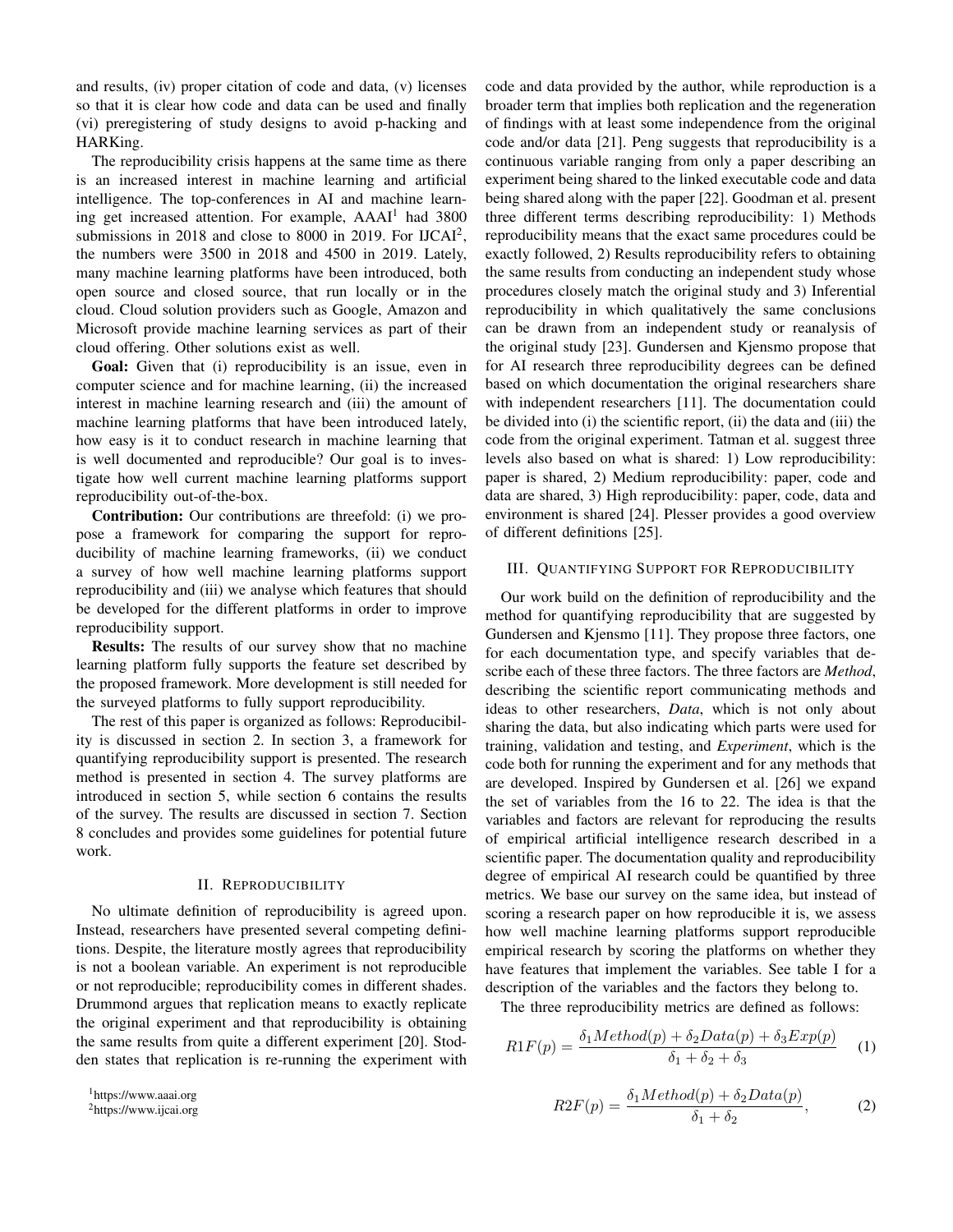and results, (iv) proper citation of code and data, (v) licenses so that it is clear how code and data can be used and finally (vi) preregistering of study designs to avoid p-hacking and HARKing.

The reproducibility crisis happens at the same time as there is an increased interest in machine learning and artificial intelligence. The top-conferences in AI and machine learning get increased attention. For example, AAAI[1] had 3800 submissions in 2018 and close to 8000 in 2019. For IJCAI[2], the numbers were 3500 in 2018 and 4500 in 2019. Lately, many machine learning platforms have been introduced, both open source and closed source, that run locally or in the cloud. Cloud solution providers such as Google, Amazon and Microsoft provide machine learning services as part of their cloud offering. Other solutions exist as well.

**Goal:** Given that (i) reproducibility is an issue, even in computer science and for machine learning, (ii) the increased interest in machine learning research and (iii) the amount of machine learning platforms that have been introduced lately, how easy is it to conduct research in machine learning that is well documented and reproducible? Our goal is to investigate how well current machine learning platforms support reproducibility out-of-the-box.

**Contribution:** Our contributions are threefold: (i) we propose a framework for comparing the support for reproducibility of machine learning frameworks, (ii) we conduct a survey of how well machine learning platforms support reproducibility and (iii) we analyse which features that should be developed for the different platforms in order to improve reproducibility support.

**Results:** The results of our survey show that no machine learning platform fully supports the feature set described by the proposed framework. More development is still needed for the surveyed platforms to fully support reproducibility.

The rest of this paper is organized as follows: Reproducibility is discussed in section 2. In section 3, a framework for quantifying reproducibility support is presented. The research method is presented in section 4. The survey platforms are introduced in section 5, while section 6 contains the results of the survey. The results are discussed in section 7. Section 8 concludes and provides some guidelines for potential future work.

## II. Reproducibility

No ultimate definition of reproducibility is agreed upon. Instead, researchers have presented several competing definitions. Despite, the literature mostly agrees that reproducibility is not a boolean variable. An experiment is not reproducible or not reproducible; reproducibility comes in different shades. Drummond argues that replication means to exactly replicate the original experiment and that reproducibility is obtaining the same results from quite a different experiment [20]. Stodden states that replication is re-running the experiment with code and data provided by the author, while reproduction is a broader term that implies both replication and the regeneration of findings with at least some independence from the original code and/or data [21]. Peng suggests that reproducibility is a continuous variable ranging from only a paper describing an experiment being shared to the linked executable code and data being shared along with the paper [22]. Goodman et al. present three different terms describing reproducibility: 1) Methods reproducibility means that the exact same procedures could be exactly followed, 2) Results reproducibility refers to obtaining the same results from conducting an independent study whose procedures closely match the original study and 3) Inferential reproducibility in which qualitatively the same conclusions can be drawn from an independent study or reanalysis of the original study [23]. Gundersen and Kjensmo propose that for AI research three reproducibility degrees can be defined based on which documentation the original researchers share with independent researchers [11]. The documentation could be divided into (i) the scientific report, (ii) the data and (iii) the code from the original experiment. Tatman et al. suggest three levels also based on what is shared: 1) Low reproducibility: paper is shared, 2) Medium reproducibility: paper, code and data are shared, 3) High reproducibility: paper, code, data and environment is shared [24]. Plesser provides a good overview of different definitions [25].

## III. Quantifying Support for Reproducibility

Our work build on the definition of reproducibility and the method for quantifying reproducibility that are suggested by Gundersen and Kjensmo [11]. They propose three factors, one for each documentation type, and specify variables that describe each of these three factors. The three factors are *Method*, describing the scientific report communicating methods and ideas to other researchers, *Data*, which is not only about sharing the data, but also indicating which parts were used for training, validation and testing, and *Experiment*, which is the code both for running the experiment and for any methods that are developed. Inspired by Gundersen et al. [26] we expand the set of variables from the 16 to 22. The idea is that the variables and factors are relevant for reproducing the results of empirical artificial intelligence research described in a scientific paper. The documentation quality and reproducibility degree of empirical AI research could be quantified by three metrics. We base our survey on the same idea, but instead of scoring a research paper on how reproducible it is, we assess how well machine learning platforms support reproducible empirical research by scoring the platforms on whether they have features that implement the variables. See table I for a description of the variables and the factors they belong to.

The three reproducibility metrics are defined as follows:

$$R1F(p) = \frac{\delta_1 Method(p) + \delta_2 Data(p) + \delta_3 Exp(p)}{\delta_1 + \delta_2 + \delta_3} \quad (1)$$

$$R2F(p) = \frac{\delta_1 Method(p) + \delta_2 Data(p)}{\delta_1 + \delta_2}, \quad (2)$$

[1] https://www.aaai.org

[2] https://www.ijcai.org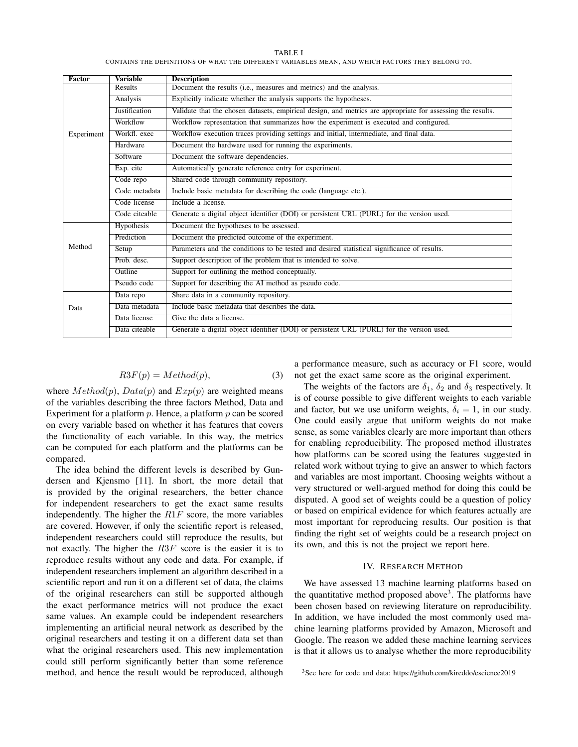TABLE I

CONTAINS THE DEFINITIONS OF WHAT THE DIFFERENT VARIABLES MEAN, AND WHICH FACTORS THEY BELONG TO.

| Factor | Variable | Description |
|---|---|---|
| Experiment | Results | Document the results (i.e., measures and metrics) and the analysis. |
| | Analysis | Explicitly indicate whether the analysis supports the hypotheses. |
| | Justification | Validate that the chosen datasets, empirical design, and metrics are appropriate for assessing the results. |
| | Workflow | Workflow representation that summarizes how the experiment is executed and configured. |
| | Workfl. exec | Workflow execution traces providing settings and initial, intermediate, and final data. |
| | Hardware | Document the hardware used for running the experiments. |
| | Software | Document the software dependencies. |
| | Exp. cite | Automatically generate reference entry for experiment. |
| | Code repo | Shared code through community repository. |
| | Code metadata | Include basic metadata for describing the code (language etc.). |
| | Code license | Include a license. |
| | Code citeable | Generate a digital object identifier (DOI) or persistent URL (PURL) for the version used. |
| Method | Hypothesis | Document the hypotheses to be assessed. |
| | Prediction | Document the predicted outcome of the experiment. |
| | Setup | Parameters and the conditions to be tested and desired statistical significance of results. |
| | Prob. desc. | Support description of the problem that is intended to solve. |
| | Outline | Support for outlining the method conceptually. |
| | Pseudo code | Support for describing the AI method as pseudo code. |
| Data | Data repo | Share data in a community repository. |
| | Data metadata | Include basic metadata that describes the data. |
| | Data license | Give the data a license. |
| | Data citeable | Generate a digital object identifier (DOI) or persistent URL (PURL) for the version used. |

$$R3F(p) = Method(p), \tag{3}$$

where $Method(p)$, $Data(p)$ and $Exp(p)$ are weighted means of the variables describing the three factors Method, Data and Experiment for a platform $p$. Hence, a platform $p$ can be scored on every variable based on whether it has features that covers the functionality of each variable. In this way, the metrics can be computed for each platform and the platforms can be compared.

The idea behind the different levels is described by Gundersen and Kjensmo [11]. In short, the more detail that is provided by the original researchers, the better chance for independent researchers to get the exact same results independently. The higher the $R1F$ score, the more variables are covered. However, if only the scientific report is released, independent researchers could still reproduce the results, but not exactly. The higher the $R3F$ score is the easier it is to reproduce results without any code and data. For example, if independent researchers implement an algorithm described in a scientific report and run it on a different set of data, the claims of the original researchers can still be supported although the exact performance metrics will not produce the exact same values. An example could be independent researchers implementing an artificial neural network as described by the original researchers and testing it on a different data set than what the original researchers used. This new implementation could still perform significantly better than some reference method, and hence the result would be reproduced, although a performance measure, such as accuracy or F1 score, would not get the exact same score as the original experiment.

The weights of the factors are $\delta_1$, $\delta_2$ and $\delta_3$ respectively. It is of course possible to give different weights to each variable and factor, but we use uniform weights, $\delta_i = 1$, in our study. One could easily argue that uniform weights do not make sense, as some variables clearly are more important than others for enabling reproducibility. The proposed method illustrates how platforms can be scored using the features suggested in related work without trying to give an answer to which factors and variables are most important. Choosing weights without a very structured or well-argued method for doing this could be disputed. A good set of weights could be a question of policy or based on empirical evidence for which features actually are most important for reproducing results. Our position is that finding the right set of weights could be a research project on its own, and this is not the project we report here.

## IV. Research Method

We have assessed 13 machine learning platforms based on the quantitative method proposed above[3]. The platforms have been chosen based on reviewing literature on reproducibility. In addition, we have included the most commonly used machine learning platforms provided by Amazon, Microsoft and Google. The reason we added these machine learning services is that it allows us to analyse whether the more reproducibility

[3]See here for code and data: https://github.com/kireddo/escience2019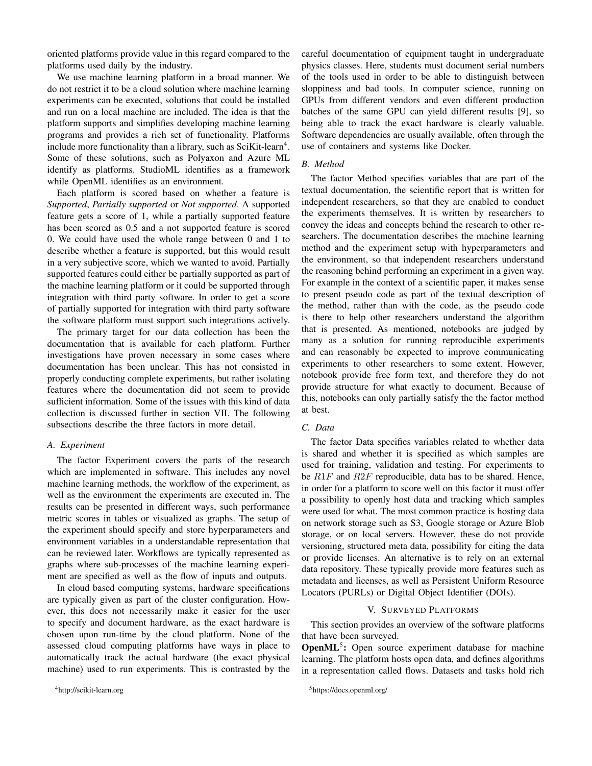oriented platforms provide value in this regard compared to the platforms used daily by the industry.

We use machine learning platform in a broad manner. We do not restrict it to be a cloud solution where machine learning experiments can be executed, solutions that could be installed and run on a local machine are included. The idea is that the platform supports and simplifies developing machine learning programs and provides a rich set of functionality. Platforms include more functionality than a library, such as SciKit-learn[4]. Some of these solutions, such as Polyaxon and Azure ML identify as platforms. StudioML identifies as a framework while OpenML identifies as an environment.

Each platform is scored based on whether a feature is *Supported*, *Partially supported* or *Not supported*. A supported feature gets a score of 1, while a partially supported feature has been scored as 0.5 and a not supported feature is scored 0. We could have used the whole range between 0 and 1 to describe whether a feature is supported, but this would result in a very subjective score, which we wanted to avoid. Partially supported features could either be partially supported as part of the machine learning platform or it could be supported through integration with third party software. In order to get a score of partially supported for integration with third party software the software platform must support such integrations actively.

The primary target for our data collection has been the documentation that is available for each platform. Further investigations have proven necessary in some cases where documentation has been unclear. This has not consisted in properly conducting complete experiments, but rather isolating features where the documentation did not seem to provide sufficient information. Some of the issues with this kind of data collection is discussed further in section VII. The following subsections describe the three factors in more detail.

### A. Experiment

The factor Experiment covers the parts of the research which are implemented in software. This includes any novel machine learning methods, the workflow of the experiment, as well as the environment the experiments are executed in. The results can be presented in different ways, such performance metric scores in tables or visualized as graphs. The setup of the experiment should specify and store hyperparameters and environment variables in a understandable representation that can be reviewed later. Workflows are typically represented as graphs where sub-processes of the machine learning experiment are specified as well as the flow of inputs and outputs.

In cloud based computing systems, hardware specifications are typically given as part of the cluster configuration. However, this does not necessarily make it easier for the user to specify and document hardware, as the exact hardware is chosen upon run-time by the cloud platform. None of the assessed cloud computing platforms have ways in place to automatically track the actual hardware (the exact physical machine) used to run experiments. This is contrasted by the careful documentation of equipment taught in undergraduate physics classes. Here, students must document serial numbers of the tools used in order to be able to distinguish between sloppiness and bad tools. In computer science, running on GPUs from different vendors and even different production batches of the same GPU can yield different results [9], so being able to track the exact hardware is clearly valuable. Software dependencies are usually available, often through the use of containers and systems like Docker.

### B. Method

The factor Method specifies variables that are part of the textual documentation, the scientific report that is written for independent researchers, so that they are enabled to conduct the experiments themselves. It is written by researchers to convey the ideas and concepts behind the research to other researchers. The documentation describes the machine learning method and the experiment setup with hyperparameters and the environment, so that independent researchers understand the reasoning behind performing an experiment in a given way. For example in the context of a scientific paper, it makes sense to present pseudo code as part of the textual description of the method, rather than with the code, as the pseudo code is there to help other researchers understand the algorithm that is presented. As mentioned, notebooks are judged by many as a solution for running reproducible experiments and can reasonably be expected to improve communicating experiments to other researchers to some extent. However, notebook provide free form text, and therefore they do not provide structure for what exactly to document. Because of this, notebooks can only partially satisfy the the factor method at best.

### C. Data

The factor Data specifies variables related to whether data is shared and whether it is specified as which samples are used for training, validation and testing. For experiments to be $R1F$ and $R2F$ reproducible, data has to be shared. Hence, in order for a platform to score well on this factor it must offer a possibility to openly host data and tracking which samples were used for what. The most common practice is hosting data on network storage such as S3, Google storage or Azure Blob storage, or on local servers. However, these do not provide versioning, structured meta data, possibility for citing the data or provide licenses. An alternative is to rely on an external data repository. These typically provide more features such as metadata and licenses, as well as Persistent Uniform Resource Locators (PURLs) or Digital Object Identifier (DOIs).

## V. Surveyed Platforms

This section provides an overview of the software platforms that have been surveyed.

**OpenML**[5]**:** Open source experiment database for machine learning. The platform hosts open data, and defines algorithms in a representation called flows. Datasets and tasks hold rich

[4]http://scikit-learn.org

[5]https://docs.openml.org/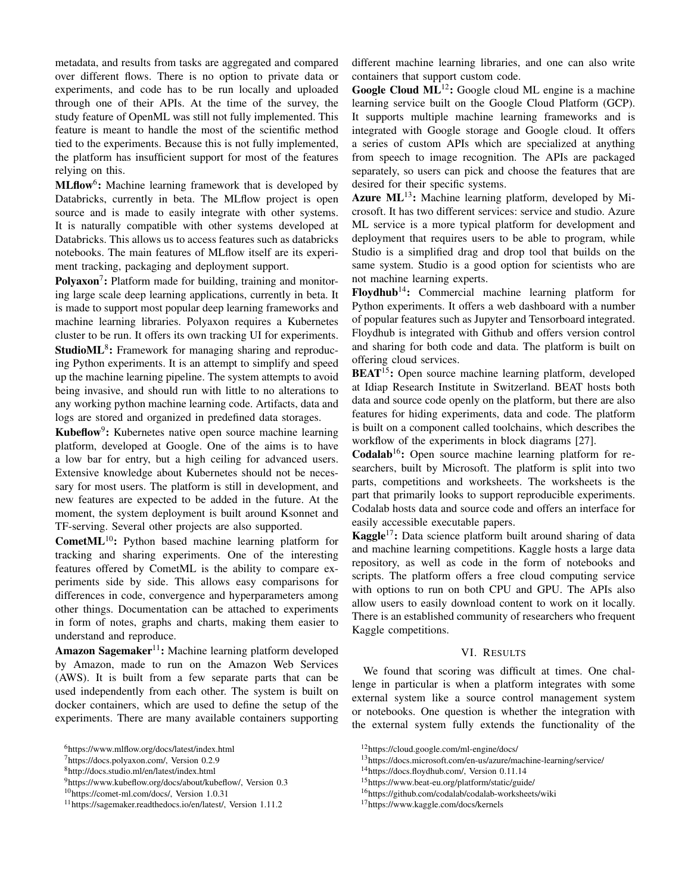metadata, and results from tasks are aggregated and compared over different flows. There is no option to private data or experiments, and code has to be run locally and uploaded through one of their APIs. At the time of the survey, the study feature of OpenML was still not fully implemented. This feature is meant to handle the most of the scientific method tied to the experiments. Because this is not fully implemented, the platform has insufficient support for most of the features relying on this.

**MLflow**[6]**:** Machine learning framework that is developed by Databricks, currently in beta. The MLflow project is open source and is made to easily integrate with other systems. It is naturally compatible with other systems developed at Databricks. This allows us to access features such as databricks notebooks. The main features of MLflow itself are its experiment tracking, packaging and deployment support.

**Polyaxon**[7]**:** Platform made for building, training and monitoring large scale deep learning applications, currently in beta. It is made to support most popular deep learning frameworks and machine learning libraries. Polyaxon requires a Kubernetes cluster to be run. It offers its own tracking UI for experiments.

**StudioML**[8]**:** Framework for managing sharing and reproducing Python experiments. It is an attempt to simplify and speed up the machine learning pipeline. The system attempts to avoid being invasive, and should run with little to no alterations to any working python machine learning code. Artifacts, data and logs are stored and organized in predefined data storages.

**Kubeflow**[9]**:** Kubernetes native open source machine learning platform, developed at Google. One of the aims is to have a low bar for entry, but a high ceiling for advanced users. Extensive knowledge about Kubernetes should not be necessary for most users. The platform is still in development, and new features are expected to be added in the future. At the moment, the system deployment is built around Ksonnet and TF-serving. Several other projects are also supported.

**CometML**[10]**:** Python based machine learning platform for tracking and sharing experiments. One of the interesting features offered by CometML is the ability to compare experiments side by side. This allows easy comparisons for differences in code, convergence and hyperparameters among other things. Documentation can be attached to experiments in form of notes, graphs and charts, making them easier to understand and reproduce.

**Amazon Sagemaker**[11]**:** Machine learning platform developed by Amazon, made to run on the Amazon Web Services (AWS). It is built from a few separate parts that can be used independently from each other. The system is built on docker containers, which are used to define the setup of the experiments. There are many available containers supporting different machine learning libraries, and one can also write containers that support custom code.

**Google Cloud ML**[12]**:** Google cloud ML engine is a machine learning service built on the Google Cloud Platform (GCP). It supports multiple machine learning frameworks and is integrated with Google storage and Google cloud. It offers a series of custom APIs which are specialized at anything from speech to image recognition. The APIs are packaged separately, so users can pick and choose the features that are desired for their specific systems.

**Azure ML**[13]**:** Machine learning platform, developed by Microsoft. It has two different services: service and studio. Azure ML service is a more typical platform for development and deployment that requires users to be able to program, while Studio is a simplified drag and drop tool that builds on the same system. Studio is a good option for scientists who are not machine learning experts.

**Floydhub**[14]**:** Commercial machine learning platform for Python experiments. It offers a web dashboard with a number of popular features such as Jupyter and Tensorboard integrated. Floydhub is integrated with Github and offers version control and sharing for both code and data. The platform is built on offering cloud services.

**BEAT**[15]**:** Open source machine learning platform, developed at Idiap Research Institute in Switzerland. BEAT hosts both data and source code openly on the platform, but there are also features for hiding experiments, data and code. The platform is built on a component called toolchains, which describes the workflow of the experiments in block diagrams [27].

**Codalab**[16]**:** Open source machine learning platform for researchers, built by Microsoft. The platform is split into two parts, competitions and worksheets. The worksheets is the part that primarily looks to support reproducible experiments. Codalab hosts data and source code and offers an interface for easily accessible executable papers.

**Kaggle**[17]**:** Data science platform built around sharing of data and machine learning competitions. Kaggle hosts a large data repository, as well as code in the form of notebooks and scripts. The platform offers a free cloud computing service with options to run on both CPU and GPU. The APIs also allow users to easily download content to work on it locally. There is an established community of researchers who frequent Kaggle competitions.

## VI. Results

We found that scoring was difficult at times. One challenge in particular is when a platform integrates with some external system like a source control management system or notebooks. One question is whether the integration with the external system fully extends the functionality of the

[6] https://www.mlflow.org/docs/latest/index.html
[7] https://docs.polyaxon.com/, Version 0.2.9
[8] http://docs.studio.ml/en/latest/index.html
[9] https://www.kubeflow.org/docs/about/kubeflow/, Version 0.3
[10] https://comet-ml.com/docs/, Version 1.0.31
[11] https://sagemaker.readthedocs.io/en/latest/, Version 1.11.2
[12] https://cloud.google.com/ml-engine/docs/
[13] https://docs.microsoft.com/en-us/azure/machine-learning/service/
[14] https://docs.floydhub.com/, Version 0.11.14
[15] https://www.beat-eu.org/platform/static/guide/
[16] https://github.com/codalab/codalab-worksheets/wiki
[17] https://www.kaggle.com/docs/kernels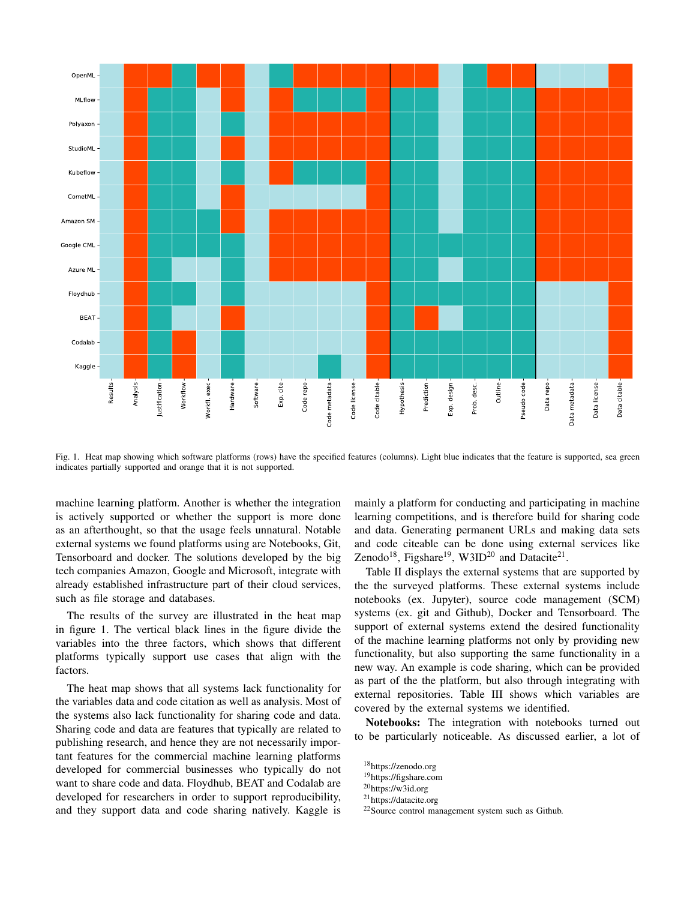Fig. 1. Heat map showing which software platforms (rows) have the specified features (columns). Light blue indicates that the feature is supported, sea green indicates partially supported and orange that it is not supported.

machine learning platform. Another is whether the integration is actively supported or whether the support is more done as an afterthought, so that the usage feels unnatural. Notable external systems we found platforms using are Notebooks, Git, Tensorboard and docker. The solutions developed by the big tech companies Amazon, Google and Microsoft, integrate with already established infrastructure part of their cloud services, such as file storage and databases.

The results of the survey are illustrated in the heat map in figure 1. The vertical black lines in the figure divide the variables into the three factors, which shows that different platforms typically support use cases that align with the factors.

The heat map shows that all systems lack functionality for the variables data and code citation as well as analysis. Most of the systems also lack functionality for sharing code and data. Sharing code and data are features that typically are related to publishing research, and hence they are not necessarily important features for the commercial machine learning platforms developed for commercial businesses who typically do not want to share code and data. Floydhub, BEAT and Codalab are developed for researchers in order to support reproducibility, and they support data and code sharing natively. Kaggle is mainly a platform for conducting and participating in machine learning competitions, and is therefore build for sharing code and data. Generating permanent URLs and making data sets and code citeable can be done using external services like Zenodo[18], Figshare[19], W3ID[20] and Datacite[21].

Table II displays the external systems that are supported by the the surveyed platforms. These external systems include notebooks (ex. Jupyter), source code management (SCM) systems (ex. git and Github), Docker and Tensorboard. The support of external systems extend the desired functionality of the machine learning platforms not only by providing new functionality, but also supporting the same functionality in a new way. An example is code sharing, which can be provided as part of the the platform, but also through integrating with external repositories. Table III shows which variables are covered by the external systems we identified.

**Notebooks:** The integration with notebooks turned out to be particularly noticeable. As discussed earlier, a lot of

[18]https://zenodo.org

[19]https://figshare.com

[20]https://w3id.org

[21]https://datacite.org

[22]Source control management system such as Github.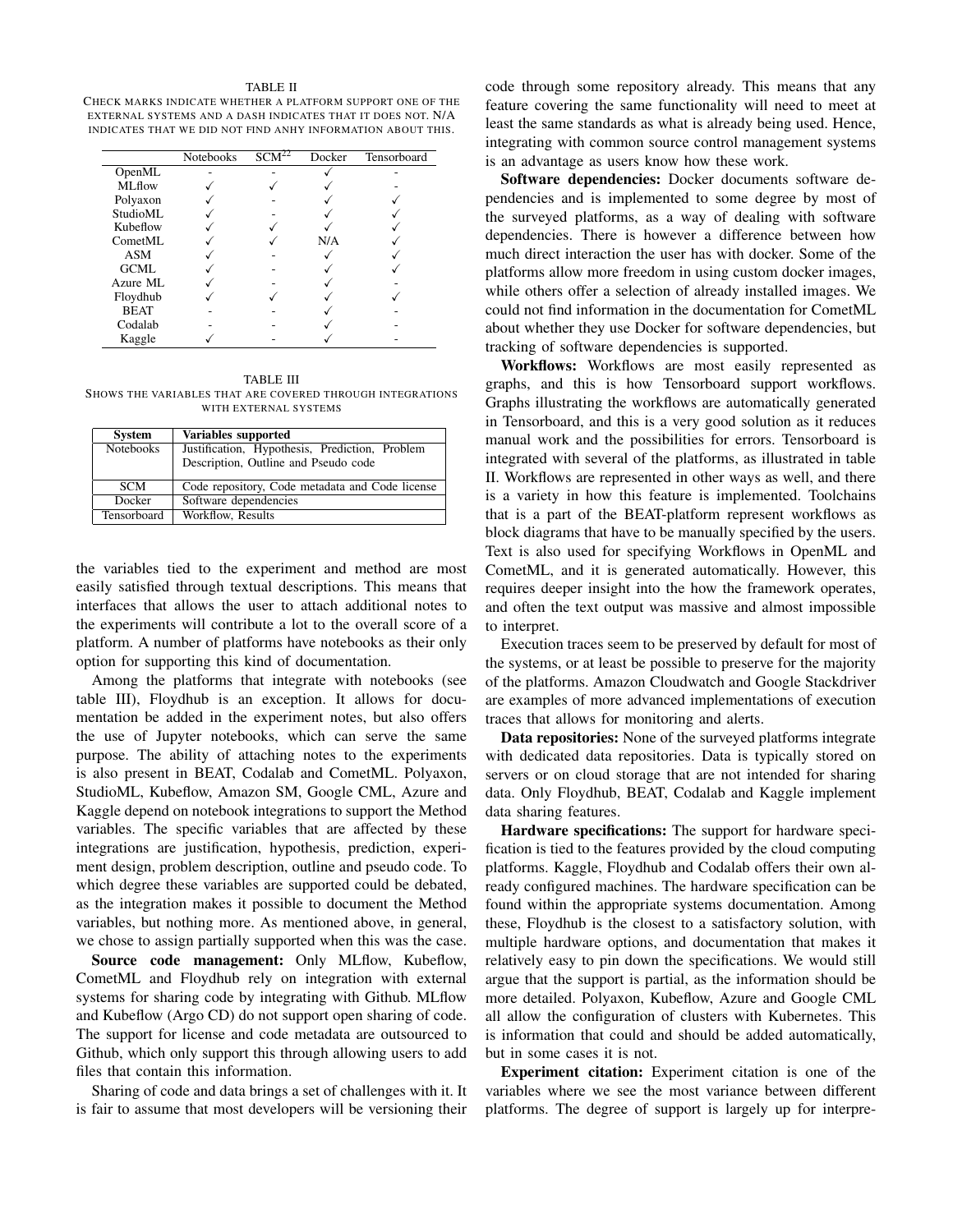TABLE II

CHECK MARKS INDICATE WHETHER A PLATFORM SUPPORT ONE OF THE EXTERNAL SYSTEMS AND A DASH INDICATES THAT IT DOES NOT. N/A INDICATES THAT WE DID NOT FIND ANHY INFORMATION ABOUT THIS.

| | Notebooks | SCM[22] | Docker | Tensorboard |
|---|---|---|---|---|
| OpenML | - | - | ✓ | - |
| MLflow | ✓ | ✓ | ✓ | - |
| Polyaxon | ✓ | - | ✓ | ✓ |
| StudioML | ✓ | - | ✓ | ✓ |
| Kubeflow | ✓ | ✓ | ✓ | ✓ |
| CometML | ✓ | ✓ | N/A | ✓ |
| ASM | ✓ | - | ✓ | ✓ |
| GCML | ✓ | - | ✓ | ✓ |
| Azure ML | ✓ | - | ✓ | - |
| Floydhub | ✓ | ✓ | ✓ | ✓ |
| BEAT | - | - | ✓ | - |
| Codalab | - | - | ✓ | - |
| Kaggle | ✓ | - | ✓ | - |

TABLE III

SHOWS THE VARIABLES THAT ARE COVERED THROUGH INTEGRATIONS WITH EXTERNAL SYSTEMS

| System | Variables supported |
|---|---|
| Notebooks | Justification, Hypothesis, Prediction, Problem Description, Outline and Pseudo code |
| SCM | Code repository, Code metadata and Code license |
| Docker | Software dependencies |
| Tensorboard | Workflow, Results |

the variables tied to the experiment and method are most easily satisfied through textual descriptions. This means that interfaces that allows the user to attach additional notes to the experiments will contribute a lot to the overall score of a platform. A number of platforms have notebooks as their only option for supporting this kind of documentation.

Among the platforms that integrate with notebooks (see table III), Floydhub is an exception. It allows for documentation be added in the experiment notes, but also offers the use of Jupyter notebooks, which can serve the same purpose. The ability of attaching notes to the experiments is also present in BEAT, Codalab and CometML. Polyaxon, StudioML, Kubeflow, Amazon SM, Google CML, Azure and Kaggle depend on notebook integrations to support the Method variables. The specific variables that are affected by these integrations are justification, hypothesis, prediction, experiment design, problem description, outline and pseudo code. To which degree these variables are supported could be debated, as the integration makes it possible to document the Method variables, but nothing more. As mentioned above, in general, we chose to assign partially supported when this was the case.

**Source code management:** Only MLflow, Kubeflow, CometML and Floydhub rely on integration with external systems for sharing code by integrating with Github. MLflow and Kubeflow (Argo CD) do not support open sharing of code. The support for license and code metadata are outsourced to Github, which only support this through allowing users to add files that contain this information.

Sharing of code and data brings a set of challenges with it. It is fair to assume that most developers will be versioning their code through some repository already. This means that any feature covering the same functionality will need to meet at least the same standards as what is already being used. Hence, integrating with common source control management systems is an advantage as users know how these work.

**Software dependencies:** Docker documents software dependencies and is implemented to some degree by most of the surveyed platforms, as a way of dealing with software dependencies. There is however a difference between how much direct interaction the user has with docker. Some of the platforms allow more freedom in using custom docker images, while others offer a selection of already installed images. We could not find information in the documentation for CometML about whether they use Docker for software dependencies, but tracking of software dependencies is supported.

**Workflows:** Workflows are most easily represented as graphs, and this is how Tensorboard support workflows. Graphs illustrating the workflows are automatically generated in Tensorboard, and this is a very good solution as it reduces manual work and the possibilities for errors. Tensorboard is integrated with several of the platforms, as illustrated in table II. Workflows are represented in other ways as well, and there is a variety in how this feature is implemented. Toolchains that is a part of the BEAT-platform represent workflows as block diagrams that have to be manually specified by the users. Text is also used for specifying Workflows in OpenML and CometML, and it is generated automatically. However, this requires deeper insight into the how the framework operates, and often the text output was massive and almost impossible to interpret.

Execution traces seem to be preserved by default for most of the systems, or at least be possible to preserve for the majority of the platforms. Amazon Cloudwatch and Google Stackdriver are examples of more advanced implementations of execution traces that allows for monitoring and alerts.

**Data repositories:** None of the surveyed platforms integrate with dedicated data repositories. Data is typically stored on servers or on cloud storage that are not intended for sharing data. Only Floydhub, BEAT, Codalab and Kaggle implement data sharing features.

**Hardware specifications:** The support for hardware specification is tied to the features provided by the cloud computing platforms. Kaggle, Floydhub and Codalab offers their own already configured machines. The hardware specification can be found within the appropriate systems documentation. Among these, Floydhub is the closest to a satisfactory solution, with multiple hardware options, and documentation that makes it relatively easy to pin down the specifications. We would still argue that the support is partial, as the information should be more detailed. Polyaxon, Kubeflow, Azure and Google CML all allow the configuration of clusters with Kubernetes. This is information that could and should be added automatically, but in some cases it is not.

**Experiment citation:** Experiment citation is one of the variables where we see the most variance between different platforms. The degree of support is largely up for interpre-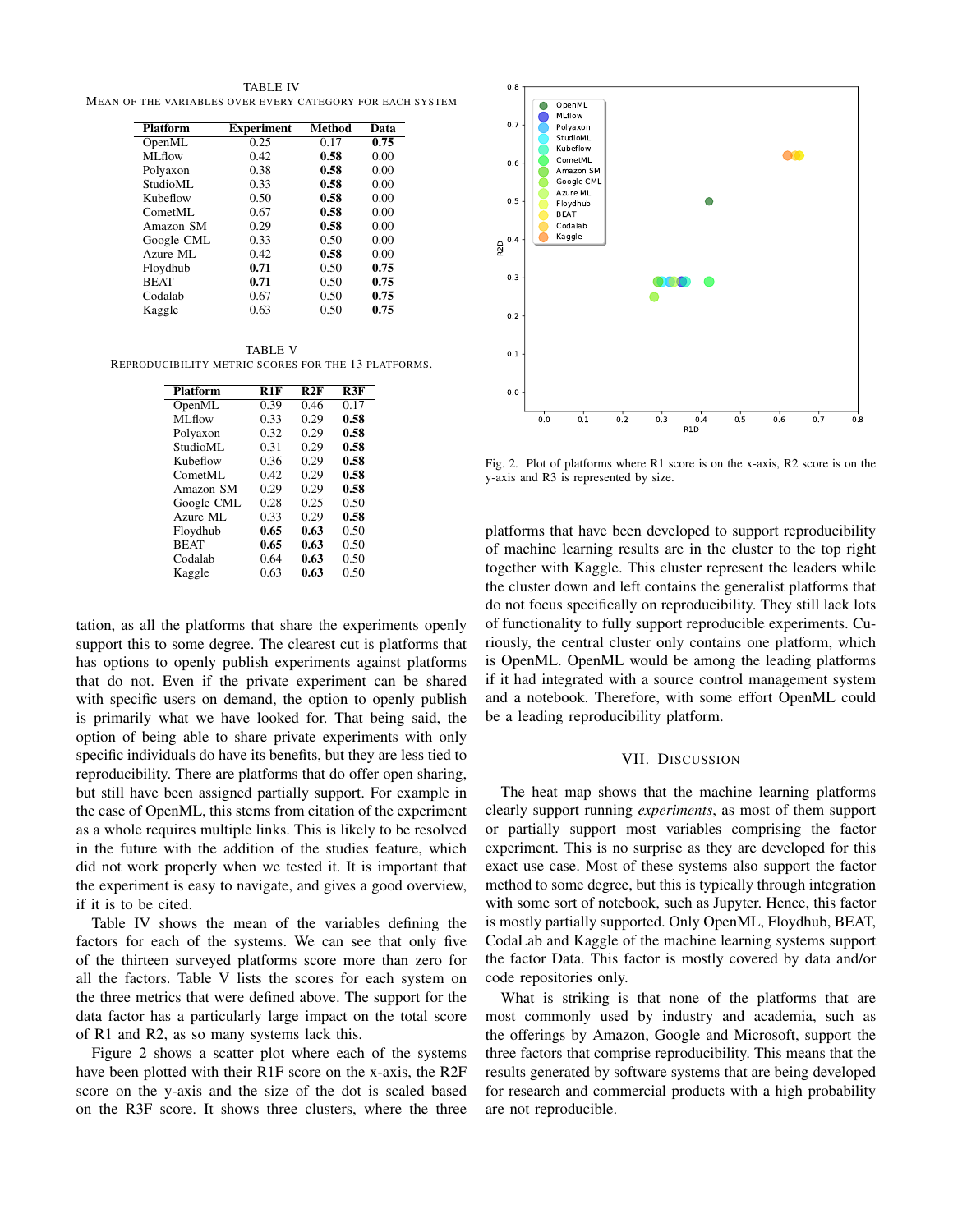TABLE IV
MEAN OF THE VARIABLES OVER EVERY CATEGORY FOR EACH SYSTEM

| Platform | Experiment | Method | Data |
|---|---|---|---|
| OpenML | 0.25 | 0.17 | **0.75** |
| MLflow | 0.42 | **0.58** | 0.00 |
| Polyaxon | 0.38 | **0.58** | 0.00 |
| StudioML | 0.33 | **0.58** | 0.00 |
| Kubeflow | 0.50 | **0.58** | 0.00 |
| CometML | 0.67 | **0.58** | 0.00 |
| Amazon SM | 0.29 | **0.58** | 0.00 |
| Google CML | 0.33 | 0.50 | 0.00 |
| Azure ML | 0.42 | **0.58** | 0.00 |
| Floydhub | **0.71** | 0.50 | **0.75** |
| BEAT | **0.71** | 0.50 | **0.75** |
| Codalab | 0.67 | 0.50 | **0.75** |
| Kaggle | 0.63 | 0.50 | **0.75** |

TABLE V
REPRODUCIBILITY METRIC SCORES FOR THE 13 PLATFORMS.

| Platform | R1F | R2F | R3F |
|---|---|---|---|
| OpenML | 0.39 | 0.46 | 0.17 |
| MLflow | 0.33 | 0.29 | **0.58** |
| Polyaxon | 0.32 | 0.29 | **0.58** |
| StudioML | 0.31 | 0.29 | **0.58** |
| Kubeflow | 0.36 | 0.29 | **0.58** |
| CometML | 0.42 | 0.29 | **0.58** |
| Amazon SM | 0.29 | 0.29 | **0.58** |
| Google CML | 0.28 | 0.25 | 0.50 |
| Azure ML | 0.33 | 0.29 | **0.58** |
| Floydhub | **0.65** | **0.63** | 0.50 |
| BEAT | **0.65** | **0.63** | 0.50 |
| Codalab | 0.64 | **0.63** | 0.50 |
| Kaggle | 0.63 | **0.63** | 0.50 |

tation, as all the platforms that share the experiments openly support this to some degree. The clearest cut is platforms that has options to openly publish experiments against platforms that do not. Even if the private experiment can be shared with specific users on demand, the option to openly publish is primarily what we have looked for. That being said, the option of being able to share private experiments with only specific individuals do have its benefits, but they are less tied to reproducibility. There are platforms that do offer open sharing, but still have been assigned partially support. For example in the case of OpenML, this stems from citation of the experiment as a whole requires multiple links. This is likely to be resolved in the future with the addition of the studies feature, which did not work properly when we tested it. It is important that the experiment is easy to navigate, and gives a good overview, if it is to be cited.

Table IV shows the mean of the variables defining the factors for each of the systems. We can see that only five of the thirteen surveyed platforms score more than zero for all the factors. Table V lists the scores for each system on the three metrics that were defined above. The support for the data factor has a particularly large impact on the total score of R1 and R2, as so many systems lack this.

Figure 2 shows a scatter plot where each of the systems have been plotted with their R1F score on the x-axis, the R2F score on the y-axis and the size of the dot is scaled based on the R3F score. It shows three clusters, where the three platforms that have been developed to support reproducibility of machine learning results are in the cluster to the top right together with Kaggle. This cluster represent the leaders while the cluster down and left contains the generalist platforms that do not focus specifically on reproducibility. They still lack lots of functionality to fully support reproducible experiments. Curiously, the central cluster only contains one platform, which is OpenML. OpenML would be among the leading platforms if it had integrated with a source control management system and a notebook. Therefore, with some effort OpenML could be a leading reproducibility platform.

Fig. 2. Plot of platforms where R1 score is on the x-axis, R2 score is on the y-axis and R3 is represented by size.

## VII. DISCUSSION

The heat map shows that the machine learning platforms clearly support running *experiments*, as most of them support or partially support most variables comprising the factor experiment. This is no surprise as they are developed for this exact use case. Most of these systems also support the factor method to some degree, but this is typically through integration with some sort of notebook, such as Jupyter. Hence, this factor is mostly partially supported. Only OpenML, Floydhub, BEAT, CodaLab and Kaggle of the machine learning systems support the factor Data. This factor is mostly covered by data and/or code repositories only.

What is striking is that none of the platforms that are most commonly used by industry and academia, such as the offerings by Amazon, Google and Microsoft, support the three factors that comprise reproducibility. This means that the results generated by software systems that are being developed for research and commercial products with a high probability are not reproducible.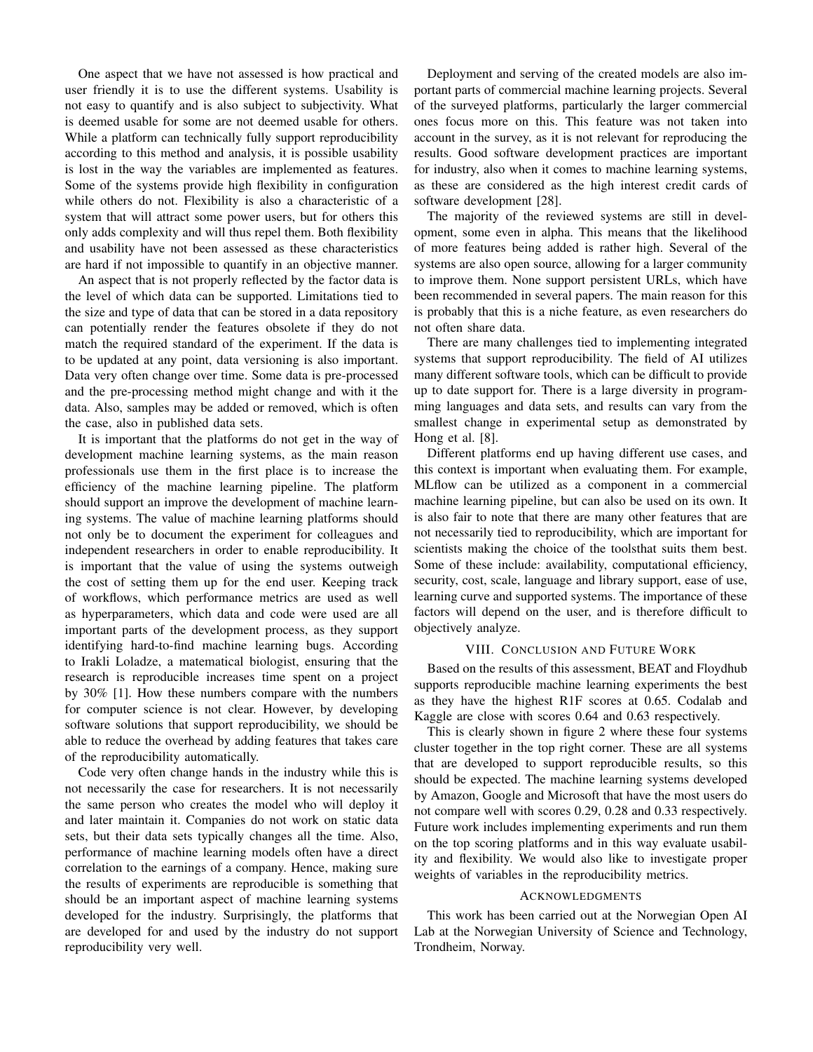One aspect that we have not assessed is how practical and user friendly it is to use the different systems. Usability is not easy to quantify and is also subject to subjectivity. What is deemed usable for some are not deemed usable for others. While a platform can technically fully support reproducibility according to this method and analysis, it is possible usability is lost in the way the variables are implemented as features. Some of the systems provide high flexibility in configuration while others do not. Flexibility is also a characteristic of a system that will attract some power users, but for others this only adds complexity and will thus repel them. Both flexibility and usability have not been assessed as these characteristics are hard if not impossible to quantify in an objective manner.

An aspect that is not properly reflected by the factor data is the level of which data can be supported. Limitations tied to the size and type of data that can be stored in a data repository can potentially render the features obsolete if they do not match the required standard of the experiment. If the data is to be updated at any point, data versioning is also important. Data very often change over time. Some data is pre-processed and the pre-processing method might change and with it the data. Also, samples may be added or removed, which is often the case, also in published data sets.

It is important that the platforms do not get in the way of development machine learning systems, as the main reason professionals use them in the first place is to increase the efficiency of the machine learning pipeline. The platform should support an improve the development of machine learning systems. The value of machine learning platforms should not only be to document the experiment for colleagues and independent researchers in order to enable reproducibility. It is important that the value of using the systems outweigh the cost of setting them up for the end user. Keeping track of workflows, which performance metrics are used as well as hyperparameters, which data and code were used are all important parts of the development process, as they support identifying hard-to-find machine learning bugs. According to Irakli Loladze, a matematical biologist, ensuring that the research is reproducible increases time spent on a project by 30% [1]. How these numbers compare with the numbers for computer science is not clear. However, by developing software solutions that support reproducibility, we should be able to reduce the overhead by adding features that takes care of the reproducibility automatically.

Code very often change hands in the industry while this is not necessarily the case for researchers. It is not necessarily the same person who creates the model who will deploy it and later maintain it. Companies do not work on static data sets, but their data sets typically changes all the time. Also, performance of machine learning models often have a direct correlation to the earnings of a company. Hence, making sure the results of experiments are reproducible is something that should be an important aspect of machine learning systems developed for the industry. Surprisingly, the platforms that are developed for and used by the industry do not support reproducibility very well.

Deployment and serving of the created models are also important parts of commercial machine learning projects. Several of the surveyed platforms, particularly the larger commercial ones focus more on this. This feature was not taken into account in the survey, as it is not relevant for reproducing the results. Good software development practices are important for industry, also when it comes to machine learning systems, as these are considered as the high interest credit cards of software development [28].

The majority of the reviewed systems are still in development, some even in alpha. This means that the likelihood of more features being added is rather high. Several of the systems are also open source, allowing for a larger community to improve them. None support persistent URLs, which have been recommended in several papers. The main reason for this is probably that this is a niche feature, as even researchers do not often share data.

There are many challenges tied to implementing integrated systems that support reproducibility. The field of AI utilizes many different software tools, which can be difficult to provide up to date support for. There is a large diversity in programming languages and data sets, and results can vary from the smallest change in experimental setup as demonstrated by Hong et al. [8].

Different platforms end up having different use cases, and this context is important when evaluating them. For example, MLflow can be utilized as a component in a commercial machine learning pipeline, but can also be used on its own. It is also fair to note that there are many other features that are not necessarily tied to reproducibility, which are important for scientists making the choice of the toolsthat suits them best. Some of these include: availability, computational efficiency, security, cost, scale, language and library support, ease of use, learning curve and supported systems. The importance of these factors will depend on the user, and is therefore difficult to objectively analyze.

## VIII. Conclusion and Future Work

Based on the results of this assessment, BEAT and Floydhub supports reproducible machine learning experiments the best as they have the highest R1F scores at 0.65. Codalab and Kaggle are close with scores 0.64 and 0.63 respectively.

This is clearly shown in figure 2 where these four systems cluster together in the top right corner. These are all systems that are developed to support reproducible results, so this should be expected. The machine learning systems developed by Amazon, Google and Microsoft that have the most users do not compare well with scores 0.29, 0.28 and 0.33 respectively. Future work includes implementing experiments and run them on the top scoring platforms and in this way evaluate usability and flexibility. We would also like to investigate proper weights of variables in the reproducibility metrics.

## Acknowledgments

This work has been carried out at the Norwegian Open AI Lab at the Norwegian University of Science and Technology, Trondheim, Norway.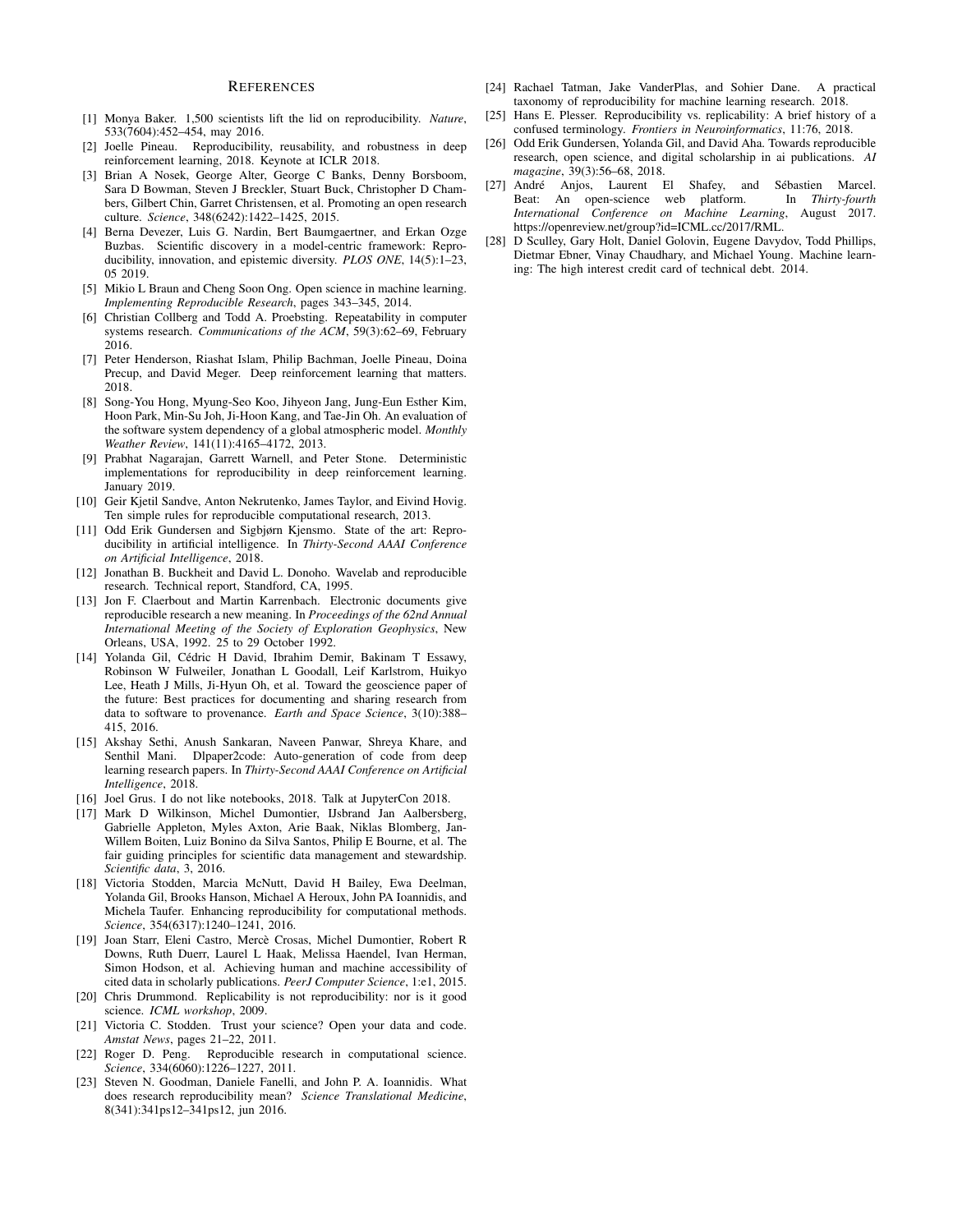# References

[1] Monya Baker. 1,500 scientists lift the lid on reproducibility. *Nature*, 533(7604):452–454, may 2016.

[2] Joelle Pineau. Reproducibility, reusability, and robustness in deep reinforcement learning, 2018. Keynote at ICLR 2018.

[3] Brian A Nosek, George Alter, George C Banks, Denny Borsboom, Sara D Bowman, Steven J Breckler, Stuart Buck, Christopher D Chambers, Gilbert Chin, Garret Christensen, et al. Promoting an open research culture. *Science*, 348(6242):1422–1425, 2015.

[4] Berna Devezer, Luis G. Nardin, Bert Baumgaertner, and Erkan Ozge Buzbas. Scientific discovery in a model-centric framework: Reproducibility, innovation, and epistemic diversity. *PLOS ONE*, 14(5):1–23, 05 2019.

[5] Mikio L Braun and Cheng Soon Ong. Open science in machine learning. *Implementing Reproducible Research*, pages 343–345, 2014.

[6] Christian Collberg and Todd A. Proebsting. Repeatability in computer systems research. *Communications of the ACM*, 59(3):62–69, February 2016.

[7] Peter Henderson, Riashat Islam, Philip Bachman, Joelle Pineau, Doina Precup, and David Meger. Deep reinforcement learning that matters. 2018.

[8] Song-You Hong, Myung-Seo Koo, Jihyeon Jang, Jung-Eun Esther Kim, Hoon Park, Min-Su Joh, Ji-Hoon Kang, and Tae-Jin Oh. An evaluation of the software system dependency of a global atmospheric model. *Monthly Weather Review*, 141(11):4165–4172, 2013.

[9] Prabhat Nagarajan, Garrett Warnell, and Peter Stone. Deterministic implementations for reproducibility in deep reinforcement learning. January 2019.

[10] Geir Kjetil Sandve, Anton Nekrutenko, James Taylor, and Eivind Hovig. Ten simple rules for reproducible computational research, 2013.

[11] Odd Erik Gundersen and Sigbjørn Kjensmo. State of the art: Reproducibility in artificial intelligence. In *Thirty-Second AAAI Conference on Artificial Intelligence*, 2018.

[12] Jonathan B. Buckheit and David L. Donoho. Wavelab and reproducible research. Technical report, Standford, CA, 1995.

[13] Jon F. Claerbout and Martin Karrenbach. Electronic documents give reproducible research a new meaning. In *Proceedings of the 62nd Annual International Meeting of the Society of Exploration Geophysics*, New Orleans, USA, 1992. 25 to 29 October 1992.

[14] Yolanda Gil, Cédric H David, Ibrahim Demir, Bakinam T Essawy, Robinson W Fulweiler, Jonathan L Goodall, Leif Karlstrom, Huikyo Lee, Heath J Mills, Ji-Hyun Oh, et al. Toward the geoscience paper of the future: Best practices for documenting and sharing research from data to software to provenance. *Earth and Space Science*, 3(10):388–415, 2016.

[15] Akshay Sethi, Anush Sankaran, Naveen Panwar, Shreya Khare, and Senthil Mani. Dlpaper2code: Auto-generation of code from deep learning research papers. In *Thirty-Second AAAI Conference on Artificial Intelligence*, 2018.

[16] Joel Grus. I do not like notebooks, 2018. Talk at JupyterCon 2018.

[17] Mark D Wilkinson, Michel Dumontier, IJsbrand Jan Aalbersberg, Gabrielle Appleton, Myles Axton, Arie Baak, Niklas Blomberg, Jan-Willem Boiten, Luiz Bonino da Silva Santos, Philip E Bourne, et al. The fair guiding principles for scientific data management and stewardship. *Scientific data*, 3, 2016.

[18] Victoria Stodden, Marcia McNutt, David H Bailey, Ewa Deelman, Yolanda Gil, Brooks Hanson, Michael A Heroux, John PA Ioannidis, and Michela Taufer. Enhancing reproducibility for computational methods. *Science*, 354(6317):1240–1241, 2016.

[19] Joan Starr, Eleni Castro, Mercè Crosas, Michel Dumontier, Robert R Downs, Ruth Duerr, Laurel L Haak, Melissa Haendel, Ivan Herman, Simon Hodson, et al. Achieving human and machine accessibility of cited data in scholarly publications. *PeerJ Computer Science*, 1:e1, 2015.

[20] Chris Drummond. Replicability is not reproducibility: nor is it good science. *ICML workshop*, 2009.

[21] Victoria C. Stodden. Trust your science? Open your data and code. *Amstat News*, pages 21–22, 2011.

[22] Roger D. Peng. Reproducible research in computational science. *Science*, 334(6060):1226–1227, 2011.

[23] Steven N. Goodman, Daniele Fanelli, and John P. A. Ioannidis. What does research reproducibility mean? *Science Translational Medicine*, 8(341):341ps12–341ps12, jun 2016.

[24] Rachael Tatman, Jake VanderPlas, and Sohier Dane. A practical taxonomy of reproducibility for machine learning research. 2018.

[25] Hans E. Plesser. Reproducibility vs. replicability: A brief history of a confused terminology. *Frontiers in Neuroinformatics*, 11:76, 2018.

[26] Odd Erik Gundersen, Yolanda Gil, and David Aha. Towards reproducible research, open science, and digital scholarship in ai publications. *AI magazine*, 39(3):56–68, 2018.

[27] André Anjos, Laurent El Shafey, and Sébastien Marcel. Beat: An open-science web platform. In *Thirty-fourth International Conference on Machine Learning*, August 2017. https://openreview.net/group?id=ICML.cc/2017/RML.

[28] D Sculley, Gary Holt, Daniel Golovin, Eugene Davydov, Todd Phillips, Dietmar Ebner, Vinay Chaudhary, and Michael Young. Machine learning: The high interest credit card of technical debt. 2014.